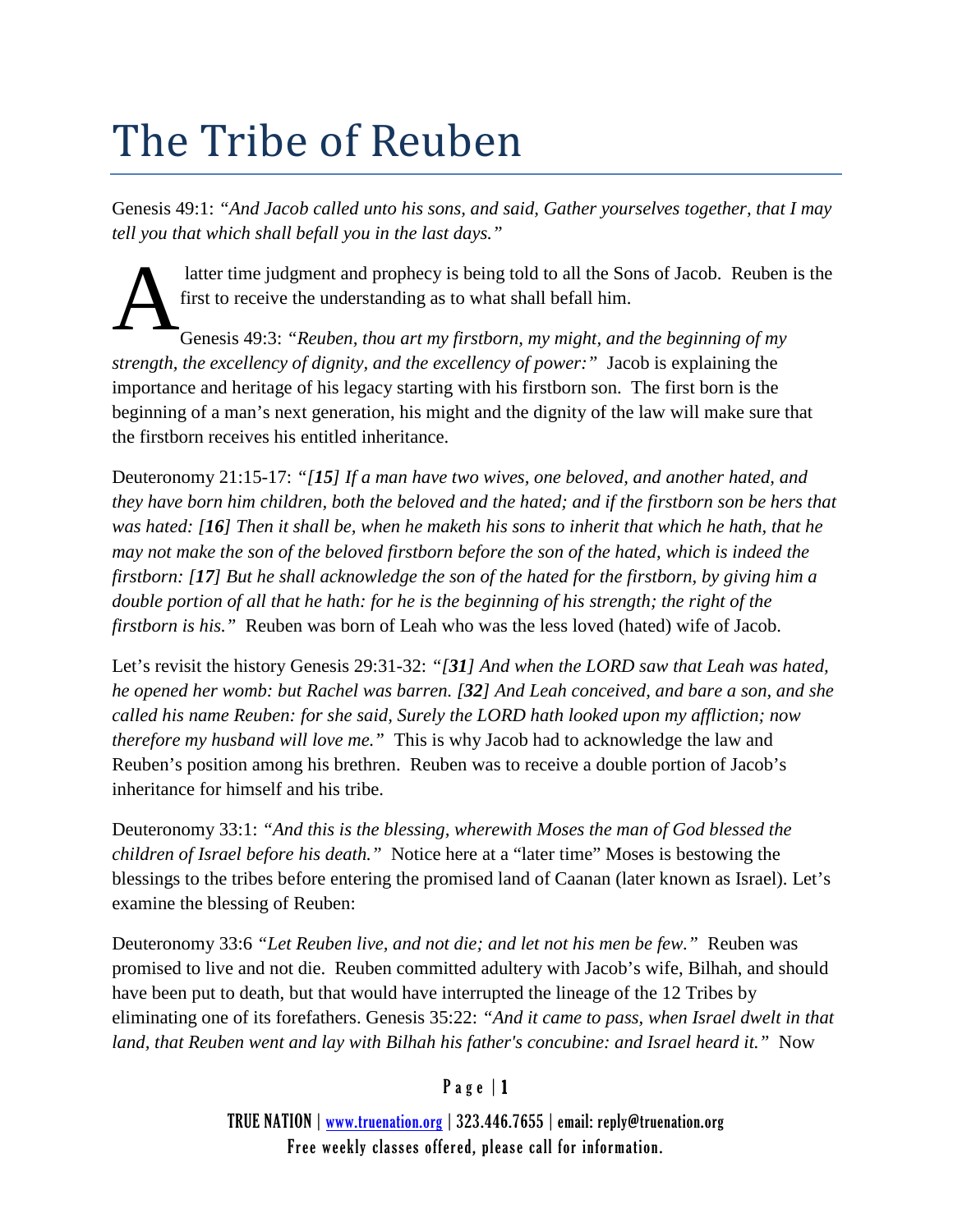# The Tribe of Reuben

Genesis 49:1: *"And Jacob called unto his sons, and said, Gather yourselves together, that I may tell you that which shall befall you in the last days."*

A latter time judgment and prophecy is being told to all the Sons of Jacob. Reuben is the first to receive the understanding as to what shall befall him.

Genesis 49:3: *"Reuben, thou art my firstborn, my might, and the beginning of my strength, the excellency of dignity, and the excellency of power:"* Jacob is explaining the importance and heritage of his legacy starting with his firstborn son. The first born is the beginning of a man's next generation, his might and the dignity of the law will make sure that the firstborn receives his entitled inheritance.

Deuteronomy 21:15-17: *"[**15**] If a man have two wives, one beloved, and another hated, and they have born him children, both the beloved and the hated; and if the firstborn son be hers that was hated: [**16**] Then it shall be, when he maketh his sons to inherit that which he hath, that he may not make the son of the beloved firstborn before the son of the hated, which is indeed the firstborn: [**17**] But he shall acknowledge the son of the hated for the firstborn, by giving him a double portion of all that he hath: for he is the beginning of his strength; the right of the firstborn is his."* Reuben was born of Leah who was the less loved (hated) wife of Jacob.

Let's revisit the history Genesis 29:31-32: *"[**31**] And when the LORD saw that Leah was hated, he opened her womb: but Rachel was barren. [**32**] And Leah conceived, and bare a son, and she called his name Reuben: for she said, Surely the LORD hath looked upon my affliction; now therefore my husband will love me."* This is why Jacob had to acknowledge the law and Reuben's position among his brethren. Reuben was to receive a double portion of Jacob's inheritance for himself and his tribe.

Deuteronomy 33:1: *"And this is the blessing, wherewith Moses the man of God blessed the children of Israel before his death."* Notice here at a "later time" Moses is bestowing the blessings to the tribes before entering the promised land of Caanan (later known as Israel). Let's examine the blessing of Reuben:

Deuteronomy 33:6 *"Let Reuben live, and not die; and let not his men be few."* Reuben was promised to live and not die. Reuben committed adultery with Jacob's wife, Bilhah, and should have been put to death, but that would have interrupted the lineage of the 12 Tribes by eliminating one of its forefathers. Genesis 35:22: *"And it came to pass, when Israel dwelt in that land, that Reuben went and lay with Bilhah his father's concubine: and Israel heard it."* Now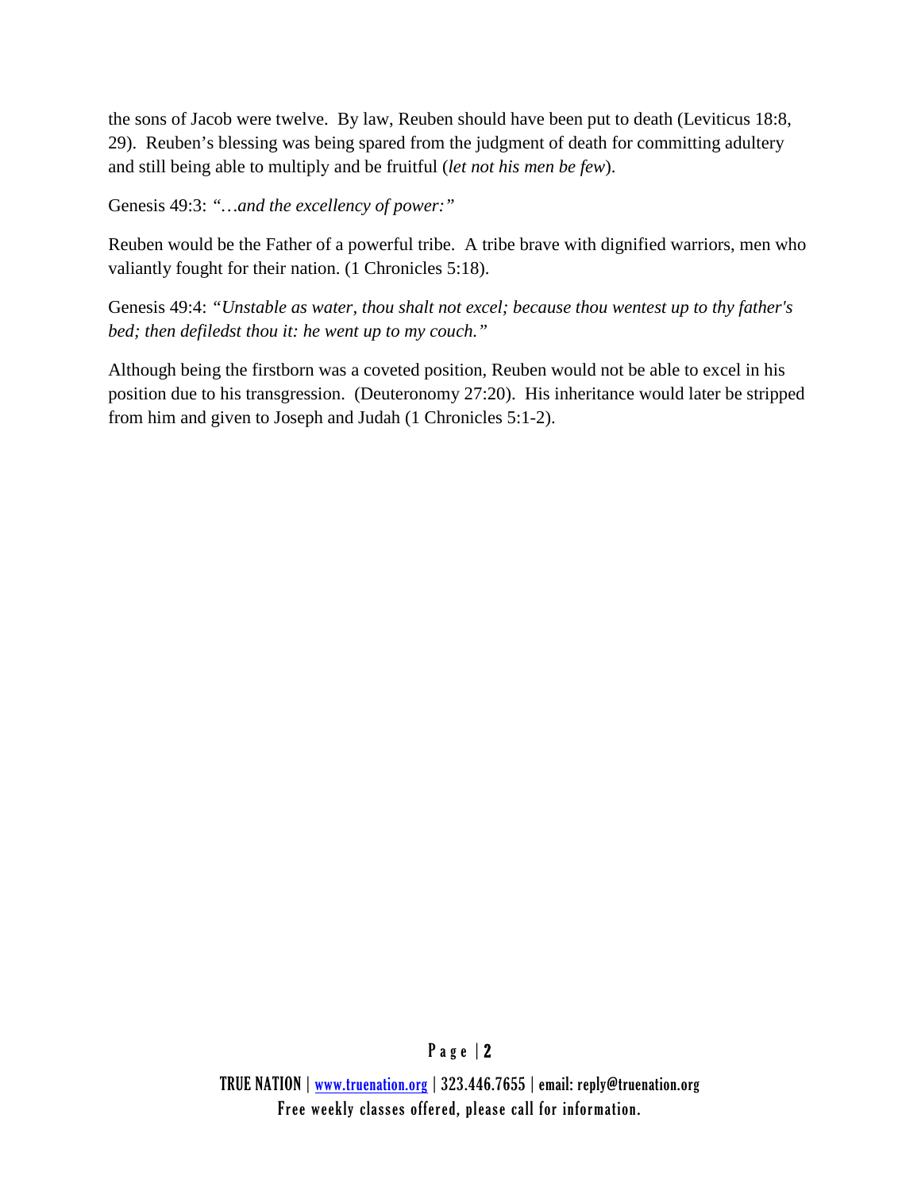the sons of Jacob were twelve. By law, Reuben should have been put to death (Leviticus 18:8, 29). Reuben's blessing was being spared from the judgment of death for committing adultery and still being able to multiply and be fruitful (*let not his men be few*).

Genesis 49:3: *"…and the excellency of power:"*

Reuben would be the Father of a powerful tribe. A tribe brave with dignified warriors, men who valiantly fought for their nation. (1 Chronicles 5:18).

Genesis 49:4: *"Unstable as water, thou shalt not excel; because thou wentest up to thy father's bed; then defiledst thou it: he went up to my couch."*

Although being the firstborn was a coveted position, Reuben would not be able to excel in his position due to his transgression. (Deuteronomy 27:20). His inheritance would later be stripped from him and given to Joseph and Judah (1 Chronicles 5:1-2).